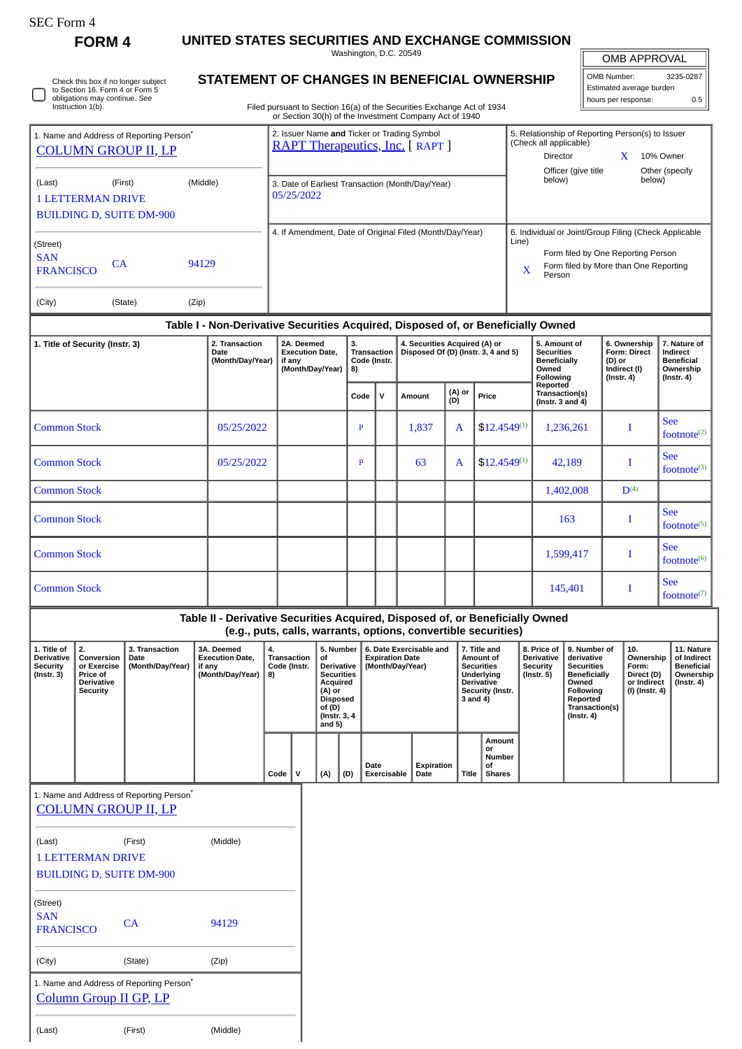SEC Form 4

# FORM 4

## UNITED STATES SECURITIES AND EXCHANGE COMMISSION

Washington, D.C. 20549

## STATEMENT OF CHANGES IN BENEFICIAL OWNERSHIP

Filed pursuant to Section 16(a) of the Securities Exchange Act of 1934 or Section 30(h) of the Investment Company Act of 1940

| OMB APPROVAL | |
|---|---|
| OMB Number: | 3235-0287 |
| Estimated average burden | |
| hours per response: | 0.5 |

☐ Check this box if no longer subject to Section 16. Form 4 or Form 5 obligations may continue. *See* Instruction 1(b).

1. Name and Address of Reporting Person*
COLUMN GROUP II, LP

(Last) (First) (Middle)
1 LETTERMAN DRIVE
BUILDING D, SUITE DM-900

(Street)
SAN FRANCISCO CA 94129

(City) (State) (Zip)

2. Issuer Name **and** Ticker or Trading Symbol
RAPT Therapeutics, Inc. [ RAPT ]

3. Date of Earliest Transaction (Month/Day/Year)
05/25/2022

4. If Amendment, Date of Original Filed (Month/Day/Year)

5. Relationship of Reporting Person(s) to Issuer (Check all applicable)
Director
X 10% Owner
Officer (give title below)
Other (specify below)

6. Individual or Joint/Group Filing (Check Applicable Line)
Form filed by One Reporting Person
X Form filed by More than One Reporting Person

### Table I - Non-Derivative Securities Acquired, Disposed of, or Beneficially Owned

| 1. Title of Security (Instr. 3) | 2. Transaction Date (Month/Day/Year) | 2A. Deemed Execution Date, if any (Month/Day/Year) | 3. Transaction Code (Instr. 8) | | 4. Securities Acquired (A) or Disposed Of (D) (Instr. 3, 4 and 5) | | | 5. Amount of Securities Beneficially Owned Following Reported Transaction(s) (Instr. 3 and 4) | 6. Ownership Form: Direct (D) or Indirect (I) (Instr. 4) | 7. Nature of Indirect Beneficial Ownership (Instr. 4) |
|---|---|---|---|---|---|---|---|---|---|---|
| | | | Code | V | Amount | (A) or (D) | Price | | | |
| Common Stock | 05/25/2022 | | P | | 1,837 | A | $12.4549[1] | 1,236,261 | I | See footnote[2] |
| Common Stock | 05/25/2022 | | P | | 63 | A | $12.4549[1] | 42,189 | I | See footnote[3] |
| Common Stock | | | | | | | | 1,402,008 | D[4] | |
| Common Stock | | | | | | | | 163 | I | See footnote[5] |
| Common Stock | | | | | | | | 1,599,417 | I | See footnote[6] |
| Common Stock | | | | | | | | 145,401 | I | See footnote[7] |

### Table II - Derivative Securities Acquired, Disposed of, or Beneficially Owned (e.g., puts, calls, warrants, options, convertible securities)

| 1. Title of Derivative Security (Instr. 3) | 2. Conversion or Exercise Price of Derivative Security | 3. Transaction Date (Month/Day/Year) | 3A. Deemed Execution Date, if any (Month/Day/Year) | 4. Transaction Code (Instr. 8) | | 5. Number of Derivative Securities Acquired (A) or Disposed of (D) (Instr. 3, 4 and 5) | | 6. Date Exercisable and Expiration Date (Month/Day/Year) | | 7. Title and Amount of Securities Underlying Derivative Security (Instr. 3 and 4) | | 8. Price of Derivative Security (Instr. 5) | 9. Number of derivative Securities Beneficially Owned Following Reported Transaction(s) (Instr. 4) | 10. Ownership Form: Direct (D) or Indirect (I) (Instr. 4) | 11. Nature of Indirect Beneficial Ownership (Instr. 4) |
|---|---|---|---|---|---|---|---|---|---|---|---|---|---|---|---|
| | | | | Code | V | (A) | (D) | Date Exercisable | Expiration Date | Title | Amount or Number of Shares | | | | |

1. Name and Address of Reporting Person*
COLUMN GROUP II, LP

(Last) (First) (Middle)
1 LETTERMAN DRIVE
BUILDING D, SUITE DM-900

(Street)
SAN FRANCISCO CA 94129

(City) (State) (Zip)

1. Name and Address of Reporting Person*
Column Group II GP, LP

(Last) (First) (Middle)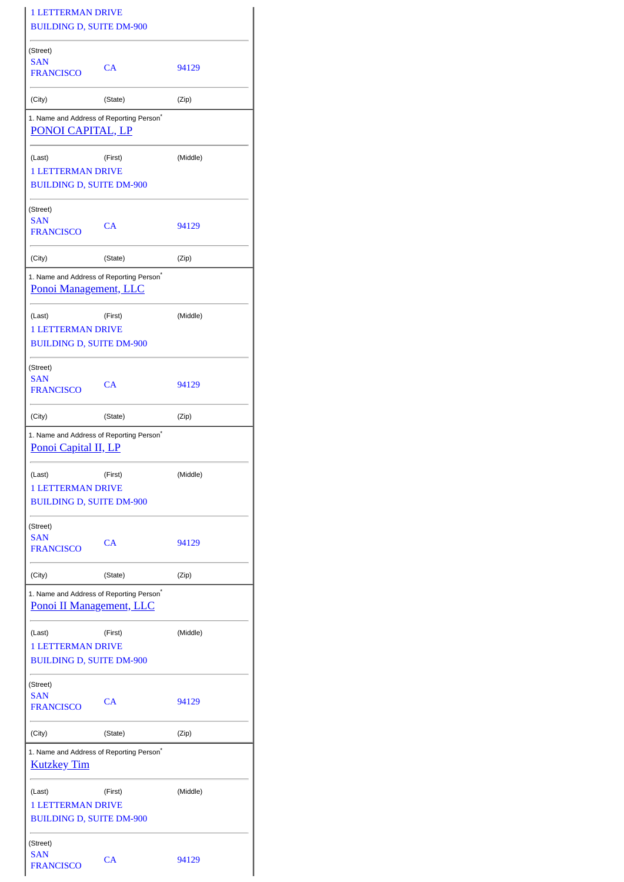1 LETTERMAN DRIVE

BUILDING D, SUITE DM-900

| (Street) | | |
|---|---|---|
| SAN FRANCISCO | CA | 94129 |
| (City) | (State) | (Zip) |

1. Name and Address of Reporting Person*

PONOI CAPITAL, LP

| (Last) | (First) | (Middle) |
|---|---|---|

1 LETTERMAN DRIVE

BUILDING D, SUITE DM-900

| (Street) | | |
|---|---|---|
| SAN FRANCISCO | CA | 94129 |
| (City) | (State) | (Zip) |

1. Name and Address of Reporting Person*

Ponoi Management, LLC

| (Last) | (First) | (Middle) |
|---|---|---|

1 LETTERMAN DRIVE

BUILDING D, SUITE DM-900

| (Street) | | |
|---|---|---|
| SAN FRANCISCO | CA | 94129 |
| (City) | (State) | (Zip) |

1. Name and Address of Reporting Person*

Ponoi Capital II, LP

| (Last) | (First) | (Middle) |
|---|---|---|

1 LETTERMAN DRIVE

BUILDING D, SUITE DM-900

| (Street) | | |
|---|---|---|
| SAN FRANCISCO | CA | 94129 |
| (City) | (State) | (Zip) |

1. Name and Address of Reporting Person*

Ponoi II Management, LLC

| (Last) | (First) | (Middle) |
|---|---|---|

1 LETTERMAN DRIVE

BUILDING D, SUITE DM-900

| (Street) | | |
|---|---|---|
| SAN FRANCISCO | CA | 94129 |
| (City) | (State) | (Zip) |

1. Name and Address of Reporting Person*

Kutzkey Tim

| (Last) | (First) | (Middle) |
|---|---|---|

1 LETTERMAN DRIVE

BUILDING D, SUITE DM-900

| (Street) | | |
|---|---|---|
| SAN FRANCISCO | CA | 94129 |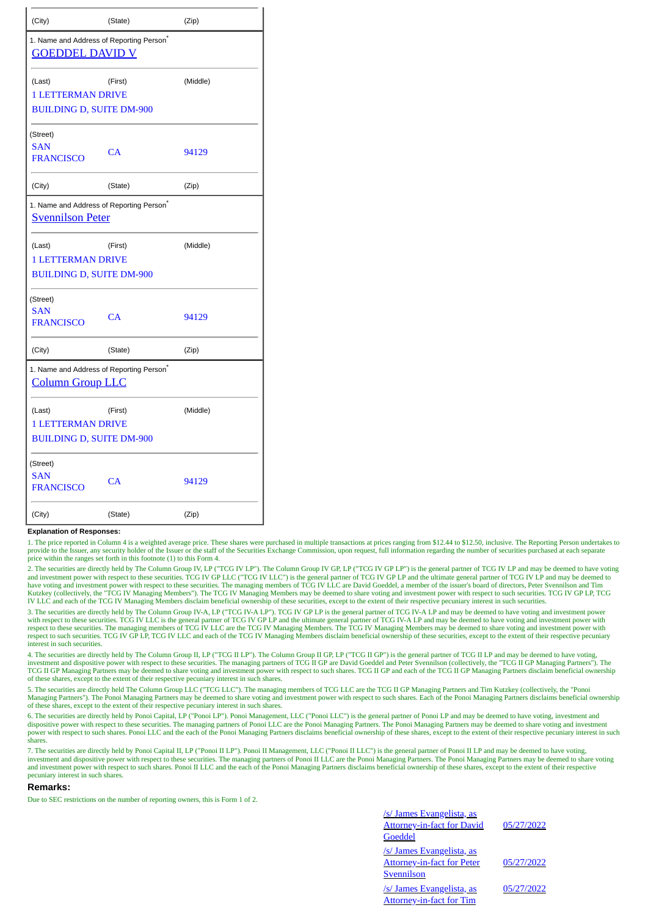| (City) | (State) | (Zip) |
|---|---|---|

| 1. Name and Address of Reporting Person* | | |
|---|---|---|
| GOEDDEL DAVID V | | |
| (Last) | (First) | (Middle) |
| 1 LETTERMAN DRIVE | | |
| BUILDING D, SUITE DM-900 | | |
| (Street) | | |
| SAN FRANCISCO | CA | 94129 |
| (City) | (State) | (Zip) |

| 1. Name and Address of Reporting Person* | | |
|---|---|---|
| Svennilson Peter | | |
| (Last) | (First) | (Middle) |
| 1 LETTERMAN DRIVE | | |
| BUILDING D, SUITE DM-900 | | |
| (Street) | | |
| SAN FRANCISCO | CA | 94129 |
| (City) | (State) | (Zip) |

| 1. Name and Address of Reporting Person* | | |
|---|---|---|
| Column Group LLC | | |
| (Last) | (First) | (Middle) |
| 1 LETTERMAN DRIVE | | |
| BUILDING D, SUITE DM-900 | | |
| (Street) | | |
| SAN FRANCISCO | CA | 94129 |
| (City) | (State) | (Zip) |

**Explanation of Responses:**

1. The price reported in Column 4 is a weighted average price. These shares were purchased in multiple transactions at prices ranging from $12.44 to $12.50, inclusive. The Reporting Person undertakes to provide to the Issuer, any security holder of the Issuer or the staff of the Securities Exchange Commission, upon request, full information regarding the number of securities purchased at each separate price within the ranges set forth in this footnote (1) to this Form 4.

2. The securities are directly held by The Column Group IV, LP ("TCG IV LP"). The Column Group IV GP, LP ("TCG IV GP LP") is the general partner of TCG IV LP and may be deemed to have voting and investment power with respect to these securities. TCG IV GP LLC ("TCG IV LLC") is the general partner of TCG IV GP LP and the ultimate general partner of TCG IV LP and may be deemed to have voting and investment power with respect to these securities. The managing members of TCG IV LLC are David Goeddel, a member of the issuer's board of directors, Peter Svennilson and Tim Kutzkey (collectively, the "TCG IV Managing Members"). The TCG IV Managing Members may be deemed to share voting and investment power with respect to such securities. TCG IV GP LP, TCG IV LLC and each of the TCG IV Managing Members disclaim beneficial ownership of these securities, except to the extent of their respective pecuniary interest in such securities.

3. The securities are directly held by The Column Group IV-A, LP ("TCG IV-A LP"). TCG IV GP LP is the general partner of TCG IV-A LP and may be deemed to have voting and investment power with respect to these securities. TCG IV LLC is the general partner of TCG IV GP LP and the ultimate general partner of TCG IV-A LP and may be deemed to have voting and investment power with respect to these securities. The managing members of TCG IV LLC are the TCG IV Managing Members. The TCG IV Managing Members may be deemed to share voting and investment power with respect to such securities. TCG IV GP LP, TCG IV LLC and each of the TCG IV Managing Members disclaim beneficial ownership of these securities, except to the extent of their respective pecuniary interest in such securities.

4. The securities are directly held by The Column Group II, LP ("TCG II LP"). The Column Group II GP, LP ("TCG II GP") is the general partner of TCG II LP and may be deemed to have voting, investment and dispositive power with respect to these securities. The managing partners of TCG II GP are David Goeddel and Peter Svennilson (collectively, the "TCG II GP Managing Partners"). The TCG II GP Managing Partners may be deemed to share voting and investment power with respect to such shares. TCG II GP and each of the TCG II GP Managing Partners disclaim beneficial ownership of these shares, except to the extent of their respective pecuniary interest in such shares.

5. The securities are directly held The Column Group LLC ("TCG LLC"). The managing members of TCG LLC are the TCG II GP Managing Partners and Tim Kutzkey (collectively, the "Ponoi Managing Partners"). The Ponoi Managing Partners may be deemed to share voting and investment power with respect to such shares. Each of the Ponoi Managing Partners disclaims beneficial ownership of these shares, except to the extent of their respective pecuniary interest in such shares.

6. The securities are directly held by Ponoi Capital, LP ("Ponoi LP"). Ponoi Management, LLC ("Ponoi LLC") is the general partner of Ponoi LP and may be deemed to have voting, investment and dispositive power with respect to these securities. The managing partners of Ponoi LLC are the Ponoi Managing Partners. The Ponoi Managing Partners may be deemed to share voting and investment power with respect to such shares. Ponoi LLC and the each of the Ponoi Managing Partners disclaims beneficial ownership of these shares, except to the extent of their respective pecuniary interest in such shares.

7. The securities are directly held by Ponoi Capital II, LP ("Ponoi II LP"). Ponoi II Management, LLC ("Ponoi II LLC") is the general partner of Ponoi II LP and may be deemed to have voting, investment and dispositive power with respect to these securities. The managing partners of Ponoi II LLC are the Ponoi Managing Partners. The Ponoi Managing Partners may be deemed to share voting and investment power with respect to such shares. Ponoi II LLC and the each of the Ponoi Managing Partners disclaims beneficial ownership of these shares, except to the extent of their respective pecuniary interest in such shares.

**Remarks:**

Due to SEC restrictions on the number of reporting owners, this is Form 1 of 2.

| | |
|---|---|
| /s/ James Evangelista, as Attorney-in-fact for David Goeddel | 05/27/2022 |
| /s/ James Evangelista, as Attorney-in-fact for Peter Svennilson | 05/27/2022 |
| /s/ James Evangelista, as Attorney-in-fact for Tim | 05/27/2022 |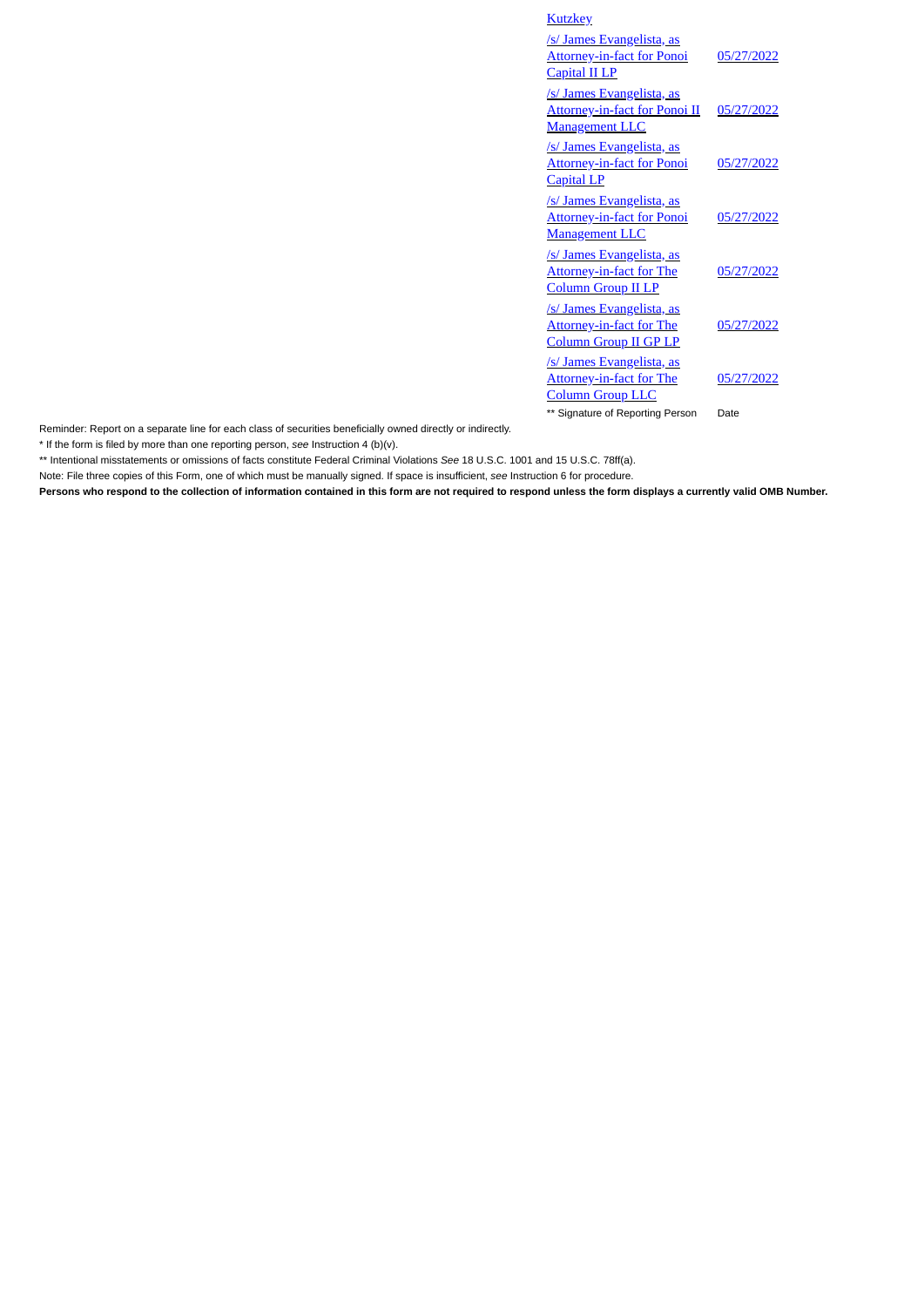| | |
|---|---|
| Kutzkey | |
| /s/ James Evangelista, as Attorney-in-fact for Ponoi Capital II LP | 05/27/2022 |
| /s/ James Evangelista, as Attorney-in-fact for Ponoi II Management LLC | 05/27/2022 |
| /s/ James Evangelista, as Attorney-in-fact for Ponoi Capital LP | 05/27/2022 |
| /s/ James Evangelista, as Attorney-in-fact for Ponoi Management LLC | 05/27/2022 |
| /s/ James Evangelista, as Attorney-in-fact for The Column Group II LP | 05/27/2022 |
| /s/ James Evangelista, as Attorney-in-fact for The Column Group II GP LP | 05/27/2022 |
| /s/ James Evangelista, as Attorney-in-fact for The Column Group LLC | 05/27/2022 |
| ** Signature of Reporting Person | Date |

Reminder: Report on a separate line for each class of securities beneficially owned directly or indirectly.

* If the form is filed by more than one reporting person, *see* Instruction 4 (b)(v).

** Intentional misstatements or omissions of facts constitute Federal Criminal Violations *See* 18 U.S.C. 1001 and 15 U.S.C. 78ff(a).

Note: File three copies of this Form, one of which must be manually signed. If space is insufficient, *see* Instruction 6 for procedure.

**Persons who respond to the collection of information contained in this form are not required to respond unless the form displays a currently valid OMB Number.**